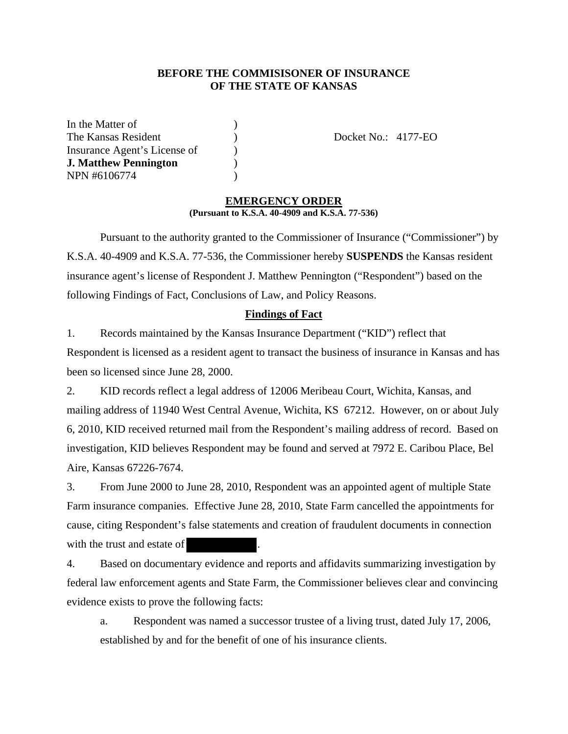**BEFORE THE COMMISISONER OF INSURANCE**
**OF THE STATE OF KANSAS**

In the Matter of )
The Kansas Resident ) Docket No.: 4177-EO
Insurance Agent's License of )
**J. Matthew Pennington** )
NPN #6106774 )

**EMERGENCY ORDER**
**(Pursuant to K.S.A. 40-4909 and K.S.A. 77-536)**

Pursuant to the authority granted to the Commissioner of Insurance ("Commissioner") by K.S.A. 40-4909 and K.S.A. 77-536, the Commissioner hereby **SUSPENDS** the Kansas resident insurance agent's license of Respondent J. Matthew Pennington ("Respondent") based on the following Findings of Fact, Conclusions of Law, and Policy Reasons.

**Findings of Fact**

1. Records maintained by the Kansas Insurance Department ("KID") reflect that Respondent is licensed as a resident agent to transact the business of insurance in Kansas and has been so licensed since June 28, 2000.

2. KID records reflect a legal address of 12006 Meribeau Court, Wichita, Kansas, and mailing address of 11940 West Central Avenue, Wichita, KS 67212. However, on or about July 6, 2010, KID received returned mail from the Respondent's mailing address of record. Based on investigation, KID believes Respondent may be found and served at 7972 E. Caribou Place, Bel Aire, Kansas 67226-7674.

3. From June 2000 to June 28, 2010, Respondent was an appointed agent of multiple State Farm insurance companies. Effective June 28, 2010, State Farm cancelled the appointments for cause, citing Respondent's false statements and creation of fraudulent documents in connection with the trust and estate of [REDACTED].

4. Based on documentary evidence and reports and affidavits summarizing investigation by federal law enforcement agents and State Farm, the Commissioner believes clear and convincing evidence exists to prove the following facts:

   a. Respondent was named a successor trustee of a living trust, dated July 17, 2006, established by and for the benefit of one of his insurance clients.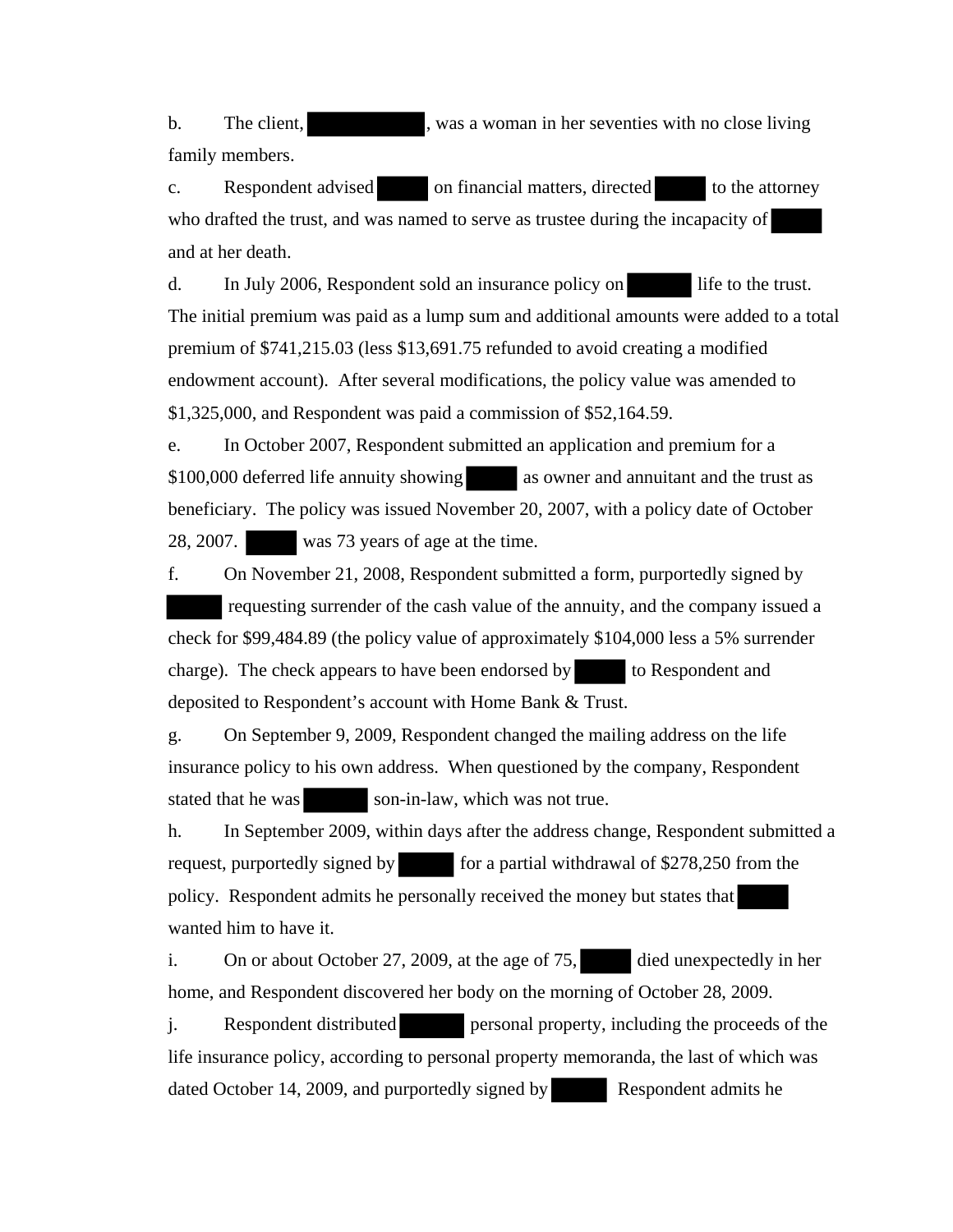b. The client, ████████, was a woman in her seventies with no close living family members.

c. Respondent advised ████ on financial matters, directed ████ to the attorney who drafted the trust, and was named to serve as trustee during the incapacity of ████ and at her death.

d. In July 2006, Respondent sold an insurance policy on ████ life to the trust. The initial premium was paid as a lump sum and additional amounts were added to a total premium of $741,215.03 (less $13,691.75 refunded to avoid creating a modified endowment account). After several modifications, the policy value was amended to $1,325,000, and Respondent was paid a commission of $52,164.59.

e. In October 2007, Respondent submitted an application and premium for a $100,000 deferred life annuity showing ████ as owner and annuitant and the trust as beneficiary. The policy was issued November 20, 2007, with a policy date of October 28, 2007. ████ was 73 years of age at the time.

f. On November 21, 2008, Respondent submitted a form, purportedly signed by ████ requesting surrender of the cash value of the annuity, and the company issued a check for $99,484.89 (the policy value of approximately $104,000 less a 5% surrender charge). The check appears to have been endorsed by ████ to Respondent and deposited to Respondent's account with Home Bank & Trust.

g. On September 9, 2009, Respondent changed the mailing address on the life insurance policy to his own address. When questioned by the company, Respondent stated that he was ████ son-in-law, which was not true.

h. In September 2009, within days after the address change, Respondent submitted a request, purportedly signed by ████ for a partial withdrawal of $278,250 from the policy. Respondent admits he personally received the money but states that ████ wanted him to have it.

i. On or about October 27, 2009, at the age of 75, ████ died unexpectedly in her home, and Respondent discovered her body on the morning of October 28, 2009.

j. Respondent distributed ████ personal property, including the proceeds of the life insurance policy, according to personal property memoranda, the last of which was dated October 14, 2009, and purportedly signed by ████ Respondent admits he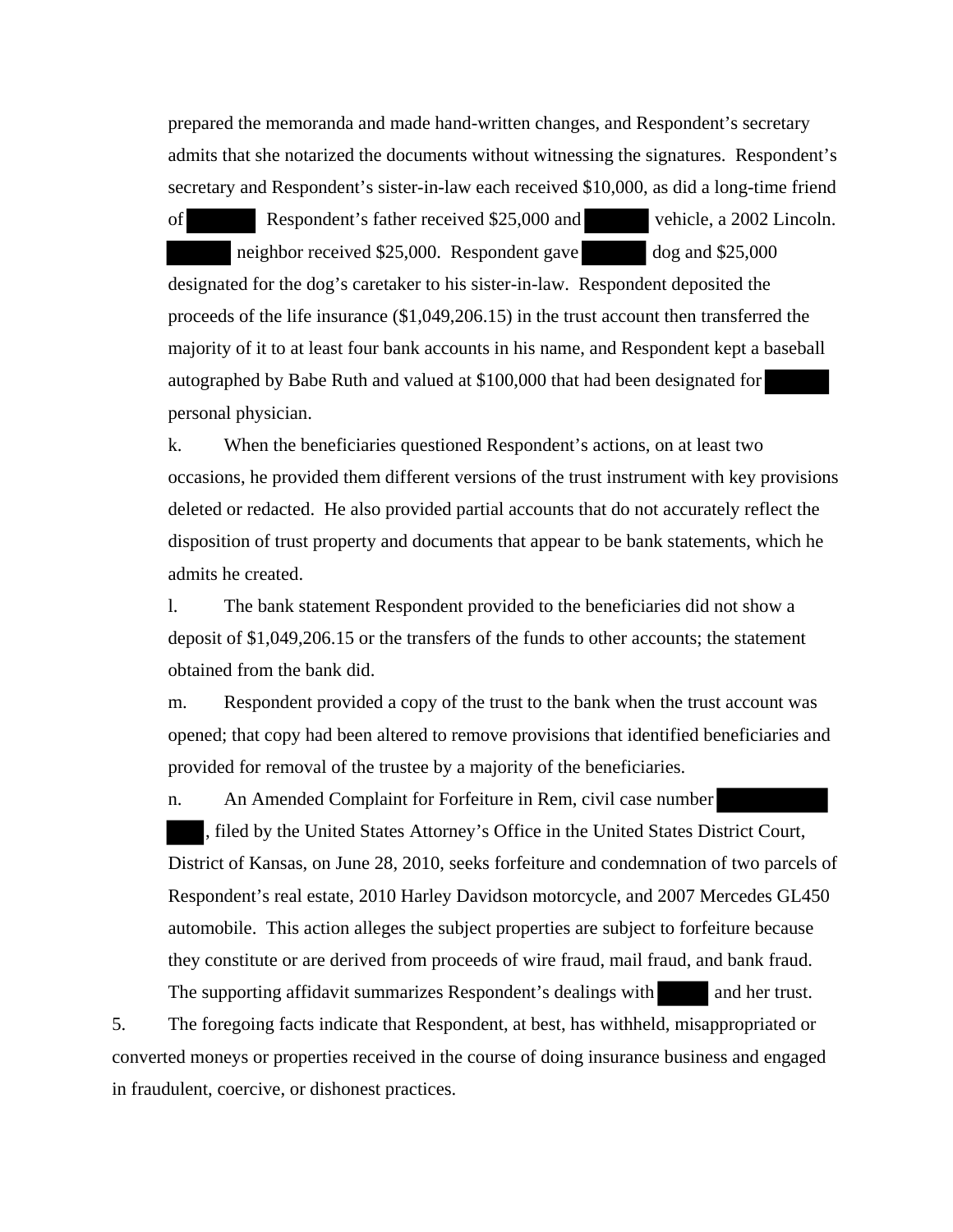prepared the memoranda and made hand-written changes, and Respondent's secretary admits that she notarized the documents without witnessing the signatures. Respondent's secretary and Respondent's sister-in-law each received $10,000, as did a long-time friend of [REDACTED] Respondent's father received $25,000 and [REDACTED] vehicle, a 2002 Lincoln. [REDACTED] neighbor received $25,000. Respondent gave [REDACTED] dog and $25,000 designated for the dog's caretaker to his sister-in-law. Respondent deposited the proceeds of the life insurance ($1,049,206.15) in the trust account then transferred the majority of it to at least four bank accounts in his name, and Respondent kept a baseball autographed by Babe Ruth and valued at $100,000 that had been designated for [REDACTED] personal physician.

k. When the beneficiaries questioned Respondent's actions, on at least two occasions, he provided them different versions of the trust instrument with key provisions deleted or redacted. He also provided partial accounts that do not accurately reflect the disposition of trust property and documents that appear to be bank statements, which he admits he created.

l. The bank statement Respondent provided to the beneficiaries did not show a deposit of $1,049,206.15 or the transfers of the funds to other accounts; the statement obtained from the bank did.

m. Respondent provided a copy of the trust to the bank when the trust account was opened; that copy had been altered to remove provisions that identified beneficiaries and provided for removal of the trustee by a majority of the beneficiaries.

n. An Amended Complaint for Forfeiture in Rem, civil case number [REDACTED], filed by the United States Attorney's Office in the United States District Court, District of Kansas, on June 28, 2010, seeks forfeiture and condemnation of two parcels of Respondent's real estate, 2010 Harley Davidson motorcycle, and 2007 Mercedes GL450 automobile. This action alleges the subject properties are subject to forfeiture because they constitute or are derived from proceeds of wire fraud, mail fraud, and bank fraud. The supporting affidavit summarizes Respondent's dealings with [REDACTED] and her trust.

5. The foregoing facts indicate that Respondent, at best, has withheld, misappropriated or converted moneys or properties received in the course of doing insurance business and engaged in fraudulent, coercive, or dishonest practices.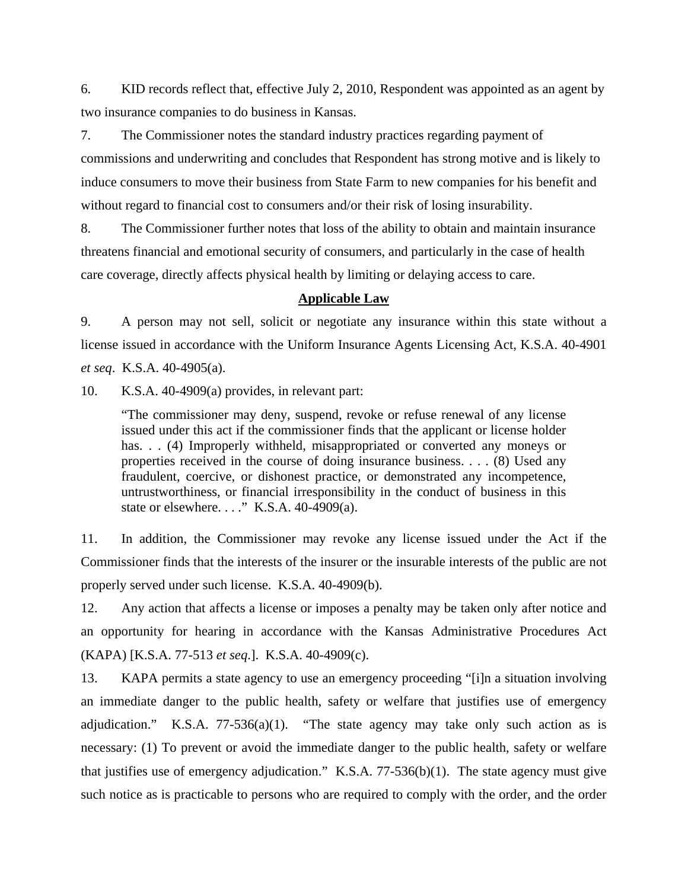6. KID records reflect that, effective July 2, 2010, Respondent was appointed as an agent by two insurance companies to do business in Kansas.

7. The Commissioner notes the standard industry practices regarding payment of commissions and underwriting and concludes that Respondent has strong motive and is likely to induce consumers to move their business from State Farm to new companies for his benefit and without regard to financial cost to consumers and/or their risk of losing insurability.

8. The Commissioner further notes that loss of the ability to obtain and maintain insurance threatens financial and emotional security of consumers, and particularly in the case of health care coverage, directly affects physical health by limiting or delaying access to care.

## Applicable Law

9. A person may not sell, solicit or negotiate any insurance within this state without a license issued in accordance with the Uniform Insurance Agents Licensing Act, K.S.A. 40-4901 *et seq*. K.S.A. 40-4905(a).

10. K.S.A. 40-4909(a) provides, in relevant part:

> "The commissioner may deny, suspend, revoke or refuse renewal of any license issued under this act if the commissioner finds that the applicant or license holder has. . . (4) Improperly withheld, misappropriated or converted any moneys or properties received in the course of doing insurance business. . . . (8) Used any fraudulent, coercive, or dishonest practice, or demonstrated any incompetence, untrustworthiness, or financial irresponsibility in the conduct of business in this state or elsewhere. . . ." K.S.A. 40-4909(a).

11. In addition, the Commissioner may revoke any license issued under the Act if the Commissioner finds that the interests of the insurer or the insurable interests of the public are not properly served under such license. K.S.A. 40-4909(b).

12. Any action that affects a license or imposes a penalty may be taken only after notice and an opportunity for hearing in accordance with the Kansas Administrative Procedures Act (KAPA) [K.S.A. 77-513 *et seq*.]. K.S.A. 40-4909(c).

13. KAPA permits a state agency to use an emergency proceeding "[i]n a situation involving an immediate danger to the public health, safety or welfare that justifies use of emergency adjudication." K.S.A. 77-536(a)(1). "The state agency may take only such action as is necessary: (1) To prevent or avoid the immediate danger to the public health, safety or welfare that justifies use of emergency adjudication." K.S.A. 77-536(b)(1). The state agency must give such notice as is practicable to persons who are required to comply with the order, and the order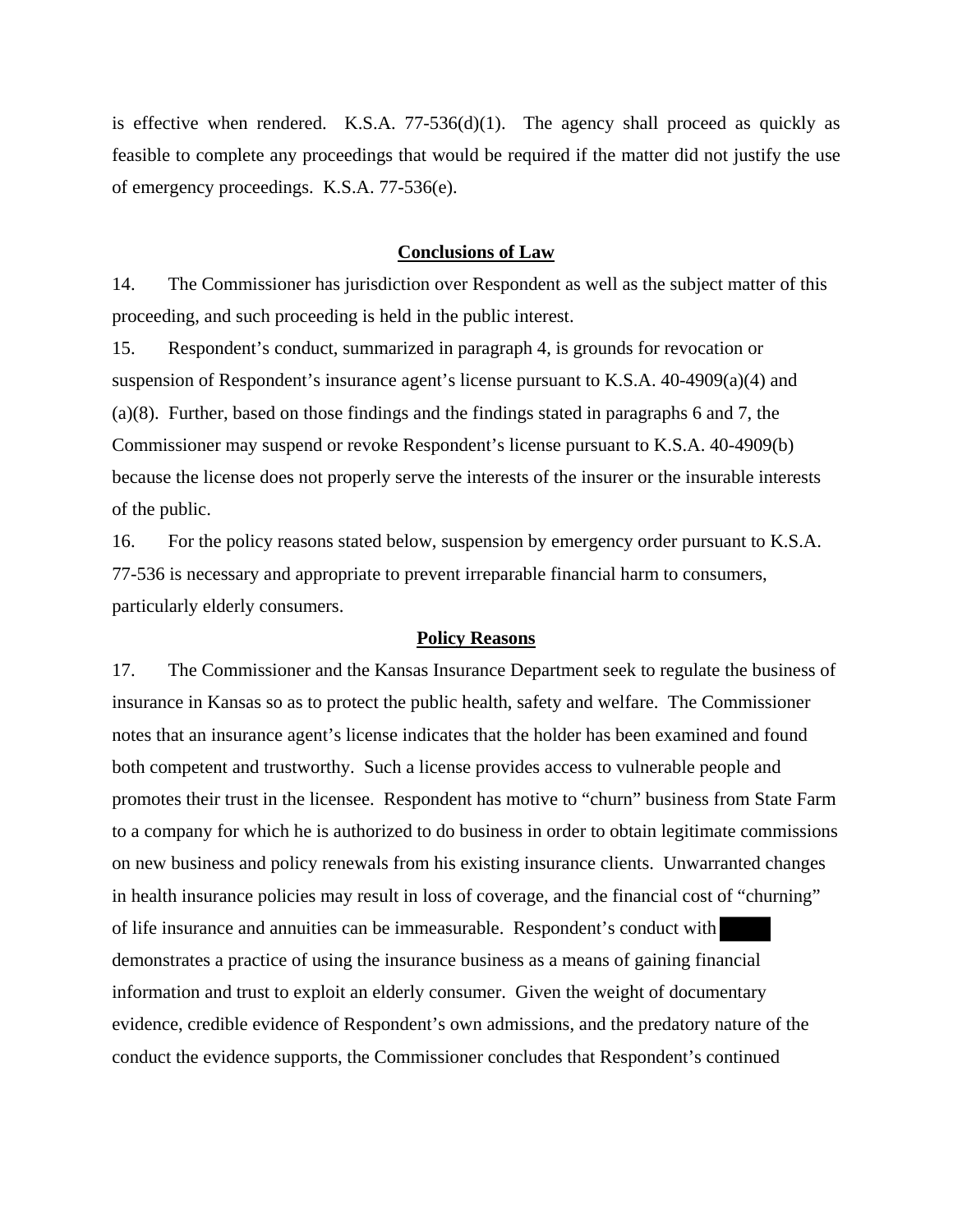is effective when rendered. K.S.A. 77-536(d)(1). The agency shall proceed as quickly as feasible to complete any proceedings that would be required if the matter did not justify the use of emergency proceedings. K.S.A. 77-536(e).

## Conclusions of Law

14. The Commissioner has jurisdiction over Respondent as well as the subject matter of this proceeding, and such proceeding is held in the public interest.

15. Respondent's conduct, summarized in paragraph 4, is grounds for revocation or suspension of Respondent's insurance agent's license pursuant to K.S.A. 40-4909(a)(4) and (a)(8). Further, based on those findings and the findings stated in paragraphs 6 and 7, the Commissioner may suspend or revoke Respondent's license pursuant to K.S.A. 40-4909(b) because the license does not properly serve the interests of the insurer or the insurable interests of the public.

16. For the policy reasons stated below, suspension by emergency order pursuant to K.S.A. 77-536 is necessary and appropriate to prevent irreparable financial harm to consumers, particularly elderly consumers.

## Policy Reasons

17. The Commissioner and the Kansas Insurance Department seek to regulate the business of insurance in Kansas so as to protect the public health, safety and welfare. The Commissioner notes that an insurance agent's license indicates that the holder has been examined and found both competent and trustworthy. Such a license provides access to vulnerable people and promotes their trust in the licensee. Respondent has motive to "churn" business from State Farm to a company for which he is authorized to do business in order to obtain legitimate commissions on new business and policy renewals from his existing insurance clients. Unwarranted changes in health insurance policies may result in loss of coverage, and the financial cost of "churning" of life insurance and annuities can be immeasurable. Respondent's conduct with [REDACTED] demonstrates a practice of using the insurance business as a means of gaining financial information and trust to exploit an elderly consumer. Given the weight of documentary evidence, credible evidence of Respondent's own admissions, and the predatory nature of the conduct the evidence supports, the Commissioner concludes that Respondent's continued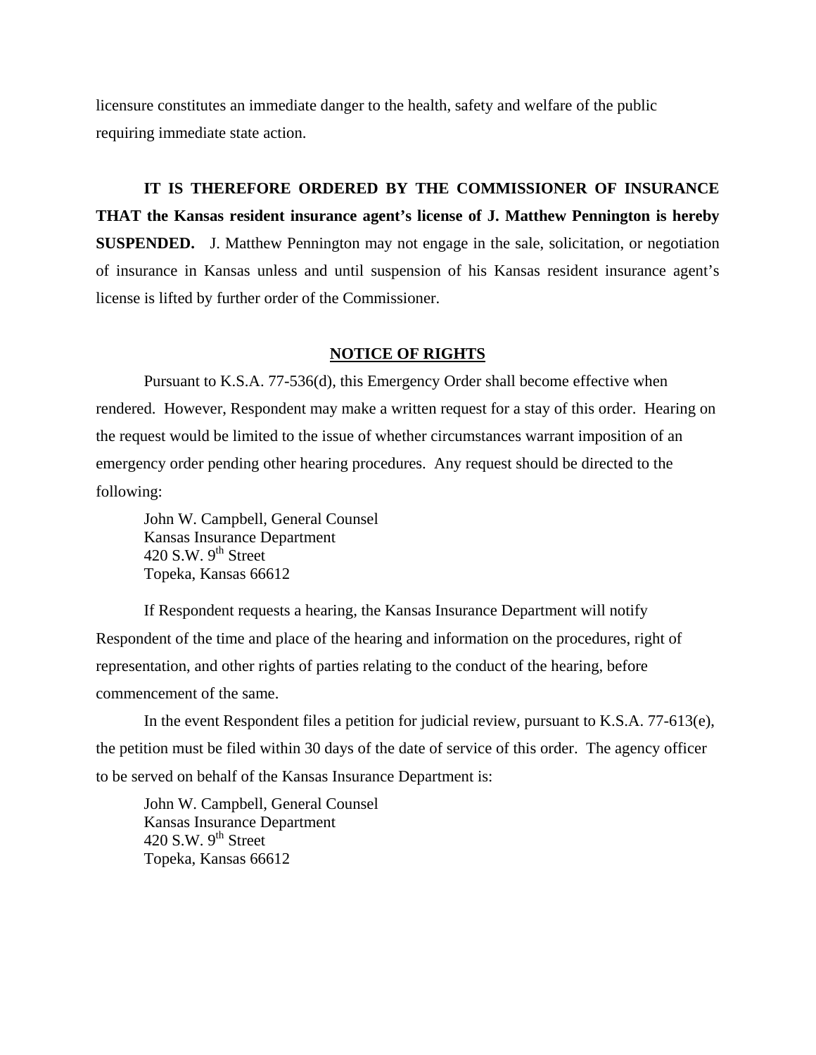licensure constitutes an immediate danger to the health, safety and welfare of the public requiring immediate state action.

**IT IS THEREFORE ORDERED BY THE COMMISSIONER OF INSURANCE THAT the Kansas resident insurance agent's license of J. Matthew Pennington is hereby SUSPENDED.** J. Matthew Pennington may not engage in the sale, solicitation, or negotiation of insurance in Kansas unless and until suspension of his Kansas resident insurance agent's license is lifted by further order of the Commissioner.

## NOTICE OF RIGHTS

Pursuant to K.S.A. 77-536(d), this Emergency Order shall become effective when rendered. However, Respondent may make a written request for a stay of this order. Hearing on the request would be limited to the issue of whether circumstances warrant imposition of an emergency order pending other hearing procedures. Any request should be directed to the following:

John W. Campbell, General Counsel
Kansas Insurance Department
420 S.W. 9th Street
Topeka, Kansas 66612

If Respondent requests a hearing, the Kansas Insurance Department will notify Respondent of the time and place of the hearing and information on the procedures, right of representation, and other rights of parties relating to the conduct of the hearing, before commencement of the same.

In the event Respondent files a petition for judicial review, pursuant to K.S.A. 77-613(e), the petition must be filed within 30 days of the date of service of this order. The agency officer to be served on behalf of the Kansas Insurance Department is:

John W. Campbell, General Counsel
Kansas Insurance Department
420 S.W. 9th Street
Topeka, Kansas 66612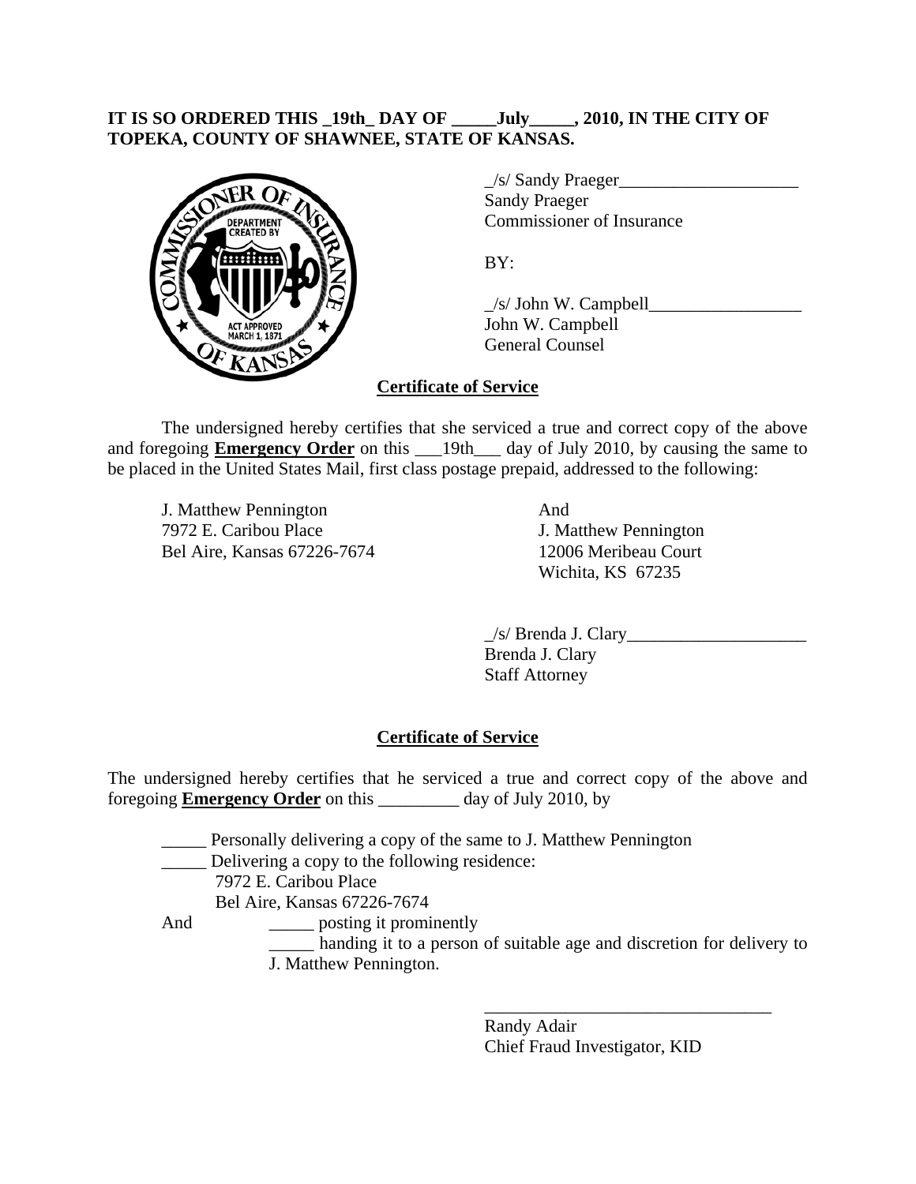**IT IS SO ORDERED THIS _19th_ DAY OF _____July_____, 2010, IN THE CITY OF TOPEKA, COUNTY OF SHAWNEE, STATE OF KANSAS.**

_/s/ Sandy Praeger____________________
Sandy Praeger
Commissioner of Insurance

BY:

_/s/ John W. Campbell_________________
John W. Campbell
General Counsel

## Certificate of Service

The undersigned hereby certifies that she serviced a true and correct copy of the above and foregoing **Emergency Order** on this ___19th___ day of July 2010, by causing the same to be placed in the United States Mail, first class postage prepaid, addressed to the following:

J. Matthew Pennington
7972 E. Caribou Place
Bel Aire, Kansas 67226-7674

And

J. Matthew Pennington
12006 Meribeau Court
Wichita, KS 67235

_/s/ Brenda J. Clary____________________
Brenda J. Clary
Staff Attorney

## Certificate of Service

The undersigned hereby certifies that he serviced a true and correct copy of the above and foregoing **Emergency Order** on this _________ day of July 2010, by

_____ Personally delivering a copy of the same to J. Matthew Pennington
_____ Delivering a copy to the following residence:
7972 E. Caribou Place
Bel Aire, Kansas 67226-7674
And _____ posting it prominently
_____ handing it to a person of suitable age and discretion for delivery to J. Matthew Pennington.

________________________________
Randy Adair
Chief Fraud Investigator, KID